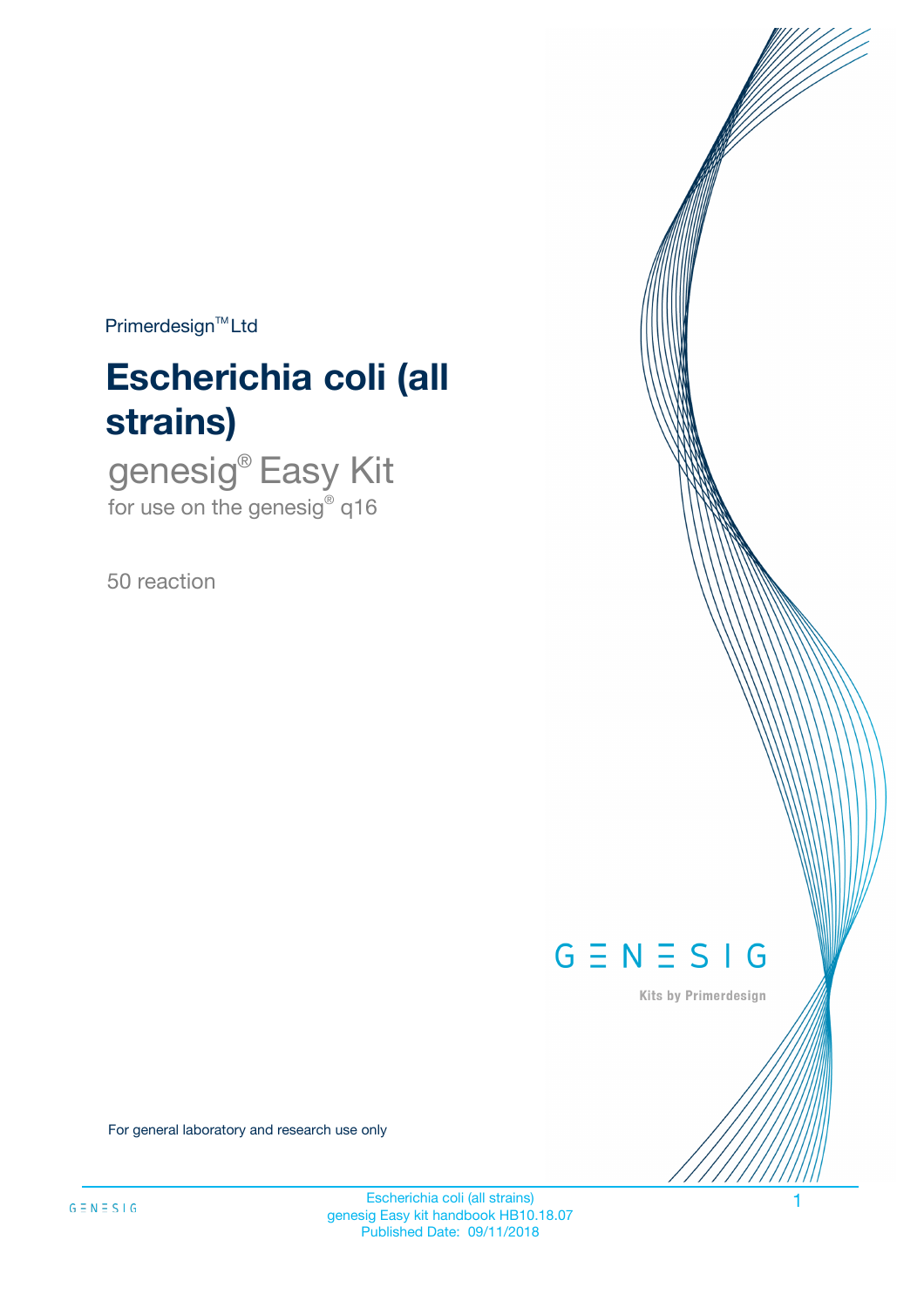Primerdesign™ Ltd

# Escherichia coli (all strains)

## genesig® Easy Kit

for use on the genesig® q16

50 reaction

GENESIG

Kits by Primerdesign

For general laboratory and research use only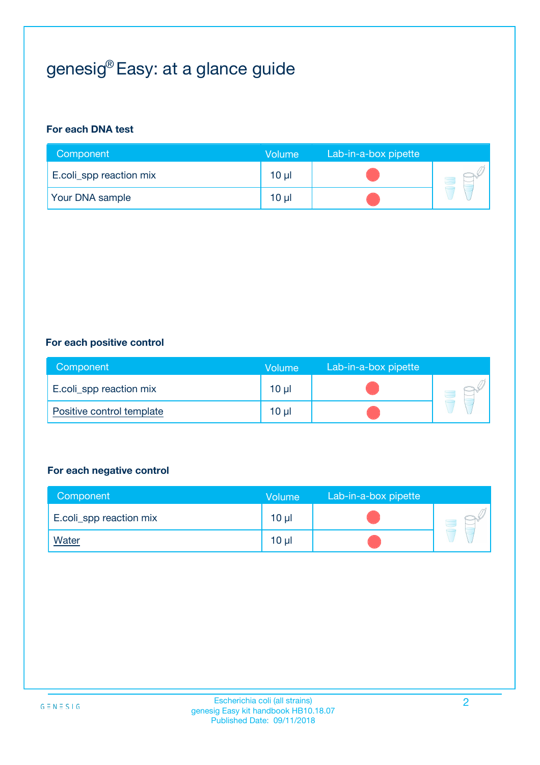# genesig® Easy: at a glance guide

**For each DNA test**

| Component | Volume | Lab-in-a-box pipette |
|---|---|---|
| E.coli_spp reaction mix | 10 µl | |
| Your DNA sample | 10 µl | |

**For each positive control**

| Component | Volume | Lab-in-a-box pipette |
|---|---|---|
| E.coli_spp reaction mix | 10 µl | |
| Positive control template | 10 µl | |

**For each negative control**

| Component | Volume | Lab-in-a-box pipette |
|---|---|---|
| E.coli_spp reaction mix | 10 µl | |
| Water | 10 µl | |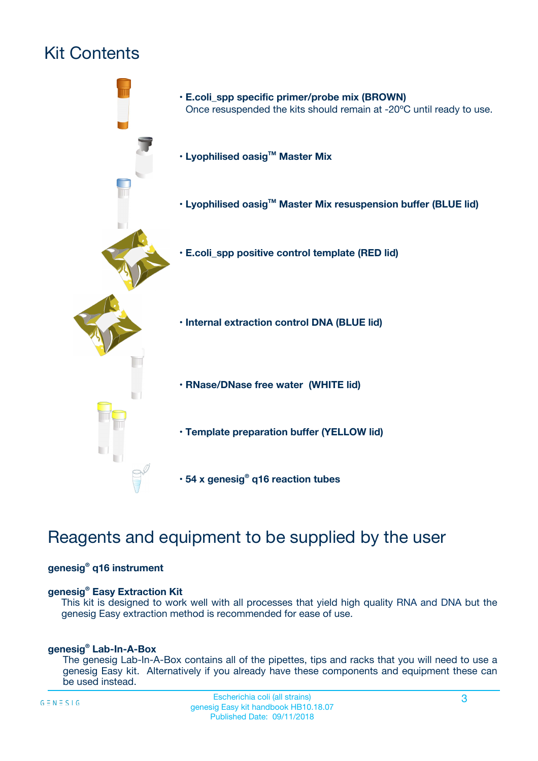# Kit Contents

- **E.coli_spp specific primer/probe mix (BROWN)**
  Once resuspended the kits should remain at -20ºC until ready to use.
- **Lyophilised oasig™ Master Mix**
- **Lyophilised oasig™ Master Mix resuspension buffer (BLUE lid)**
- **E.coli_spp positive control template (RED lid)**
- **Internal extraction control DNA (BLUE lid)**
- **RNase/DNase free water (WHITE lid)**
- **Template preparation buffer (YELLOW lid)**
- **54 x genesig® q16 reaction tubes**

# Reagents and equipment to be supplied by the user

**genesig® q16 instrument**

**genesig® Easy Extraction Kit**

This kit is designed to work well with all processes that yield high quality RNA and DNA but the genesig Easy extraction method is recommended for ease of use.

**genesig® Lab-In-A-Box**

The genesig Lab-In-A-Box contains all of the pipettes, tips and racks that you will need to use a genesig Easy kit. Alternatively if you already have these components and equipment these can be used instead.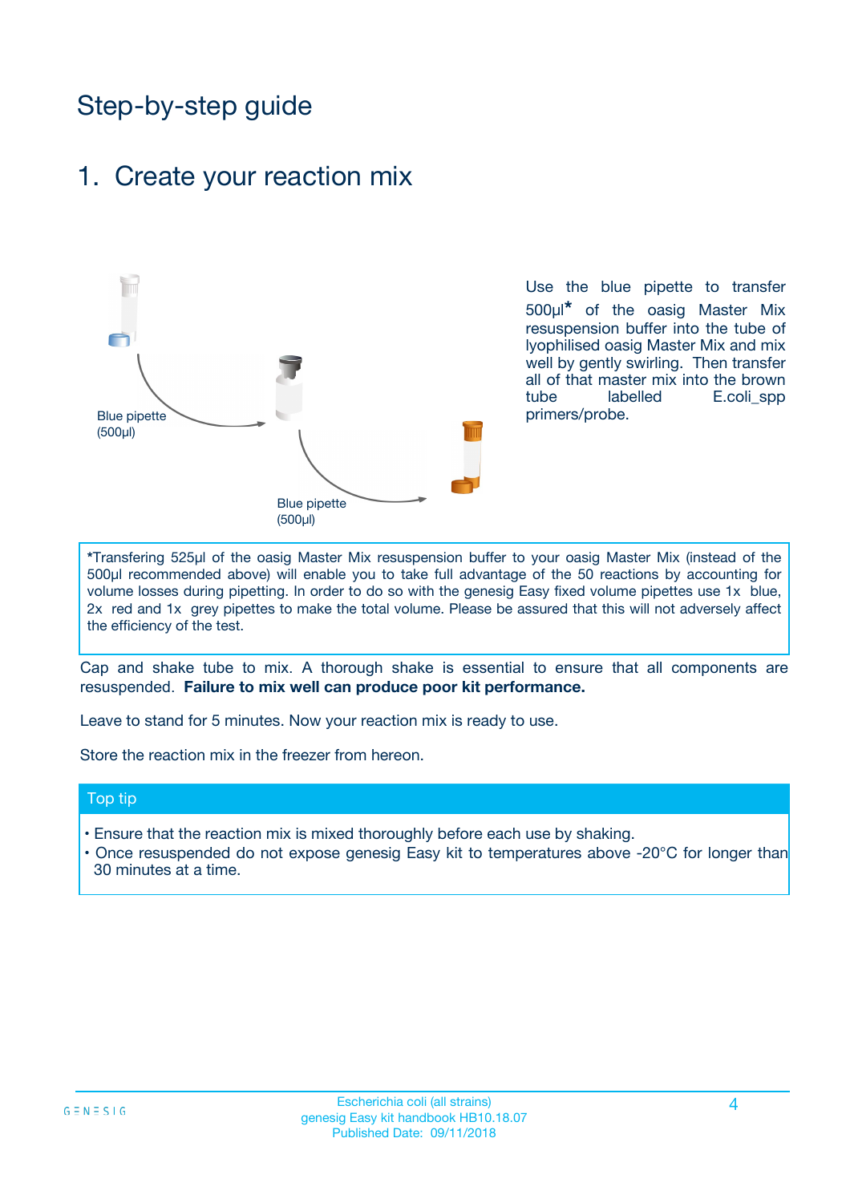# Step-by-step guide

## 1. Create your reaction mix

Blue pipette (500µl)

Blue pipette (500µl)

Use the blue pipette to transfer 500µl* of the oasig Master Mix resuspension buffer into the tube of lyophilised oasig Master Mix and mix well by gently swirling. Then transfer all of that master mix into the brown tube labelled E.coli_spp primers/probe.

*Transfering 525µl of the oasig Master Mix resuspension buffer to your oasig Master Mix (instead of the 500µl recommended above) will enable you to take full advantage of the 50 reactions by accounting for volume losses during pipetting. In order to do so with the genesig Easy fixed volume pipettes use 1x blue, 2x red and 1x grey pipettes to make the total volume. Please be assured that this will not adversely affect the efficiency of the test.

Cap and shake tube to mix. A thorough shake is essential to ensure that all components are resuspended. **Failure to mix well can produce poor kit performance.**

Leave to stand for 5 minutes. Now your reaction mix is ready to use.

Store the reaction mix in the freezer from hereon.

### Top tip

- Ensure that the reaction mix is mixed thoroughly before each use by shaking.
- Once resuspended do not expose genesig Easy kit to temperatures above -20°C for longer than 30 minutes at a time.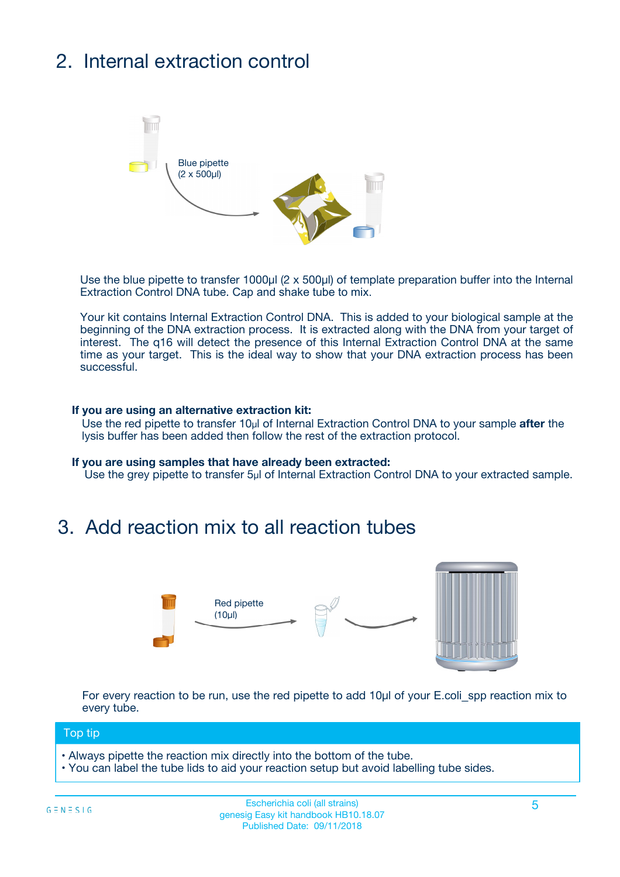## 2. Internal extraction control

Blue pipette
(2 x 500µl)

Use the blue pipette to transfer 1000µl (2 x 500µl) of template preparation buffer into the Internal Extraction Control DNA tube. Cap and shake tube to mix.

Your kit contains Internal Extraction Control DNA. This is added to your biological sample at the beginning of the DNA extraction process. It is extracted along with the DNA from your target of interest. The q16 will detect the presence of this Internal Extraction Control DNA at the same time as your target. This is the ideal way to show that your DNA extraction process has been successful.

**If you are using an alternative extraction kit:**
Use the red pipette to transfer 10µl of Internal Extraction Control DNA to your sample **after** the lysis buffer has been added then follow the rest of the extraction protocol.

**If you are using samples that have already been extracted:**
Use the grey pipette to transfer 5µl of Internal Extraction Control DNA to your extracted sample.

## 3. Add reaction mix to all reaction tubes

Red pipette
(10µl)

For every reaction to be run, use the red pipette to add 10µl of your E.coli_spp reaction mix to every tube.

**Top tip**

- Always pipette the reaction mix directly into the bottom of the tube.
- You can label the tube lids to aid your reaction setup but avoid labelling tube sides.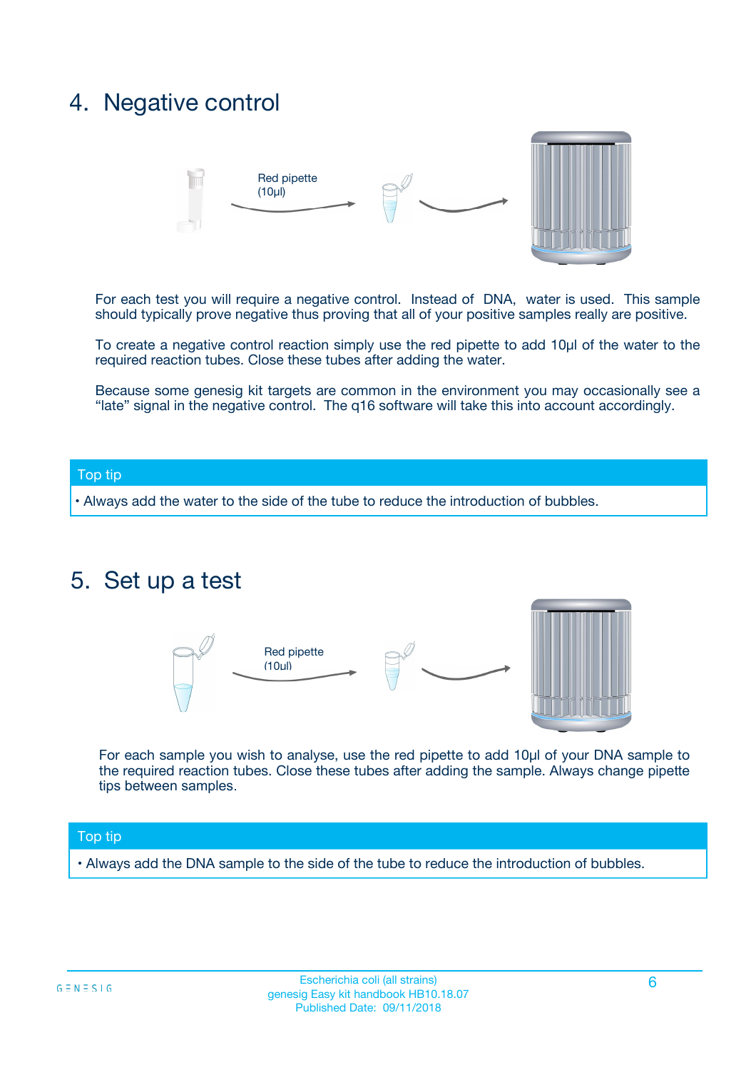## 4. Negative control

Red pipette (10µl)

For each test you will require a negative control. Instead of DNA, water is used. This sample should typically prove negative thus proving that all of your positive samples really are positive.

To create a negative control reaction simply use the red pipette to add 10µl of the water to the required reaction tubes. Close these tubes after adding the water.

Because some genesig kit targets are common in the environment you may occasionally see a "late" signal in the negative control. The q16 software will take this into account accordingly.

**Top tip**

- Always add the water to the side of the tube to reduce the introduction of bubbles.

## 5. Set up a test

Red pipette (10µl)

For each sample you wish to analyse, use the red pipette to add 10µl of your DNA sample to the required reaction tubes. Close these tubes after adding the sample. Always change pipette tips between samples.

**Top tip**

- Always add the DNA sample to the side of the tube to reduce the introduction of bubbles.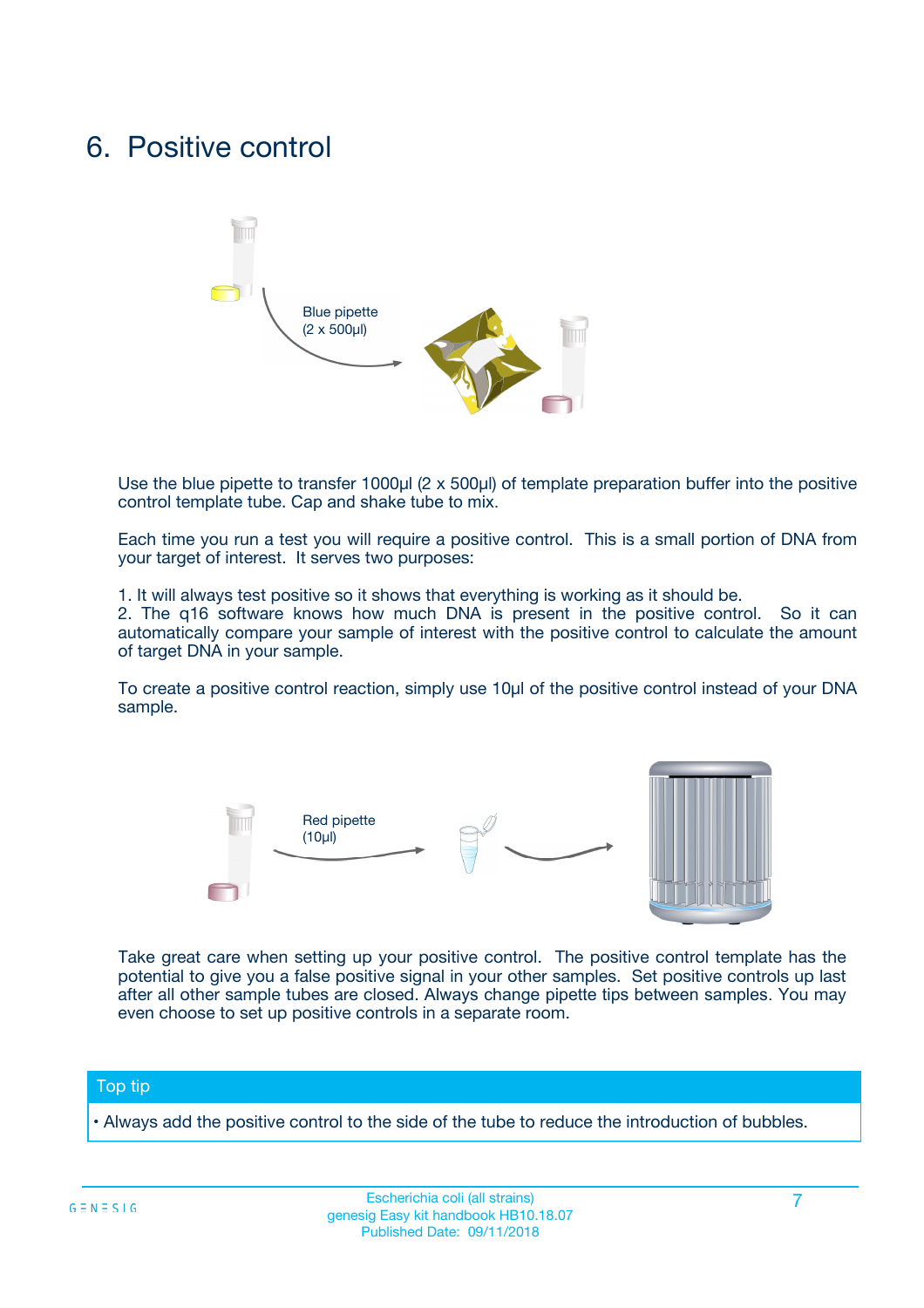# 6. Positive control

Blue pipette
(2 x 500µl)

Use the blue pipette to transfer 1000µl (2 x 500µl) of template preparation buffer into the positive control template tube. Cap and shake tube to mix.

Each time you run a test you will require a positive control. This is a small portion of DNA from your target of interest. It serves two purposes:

1. It will always test positive so it shows that everything is working as it should be.
2. The q16 software knows how much DNA is present in the positive control. So it can automatically compare your sample of interest with the positive control to calculate the amount of target DNA in your sample.

To create a positive control reaction, simply use 10µl of the positive control instead of your DNA sample.

Red pipette
(10µl)

Take great care when setting up your positive control. The positive control template has the potential to give you a false positive signal in your other samples. Set positive controls up last after all other sample tubes are closed. Always change pipette tips between samples. You may even choose to set up positive controls in a separate room.

**Top tip**

- Always add the positive control to the side of the tube to reduce the introduction of bubbles.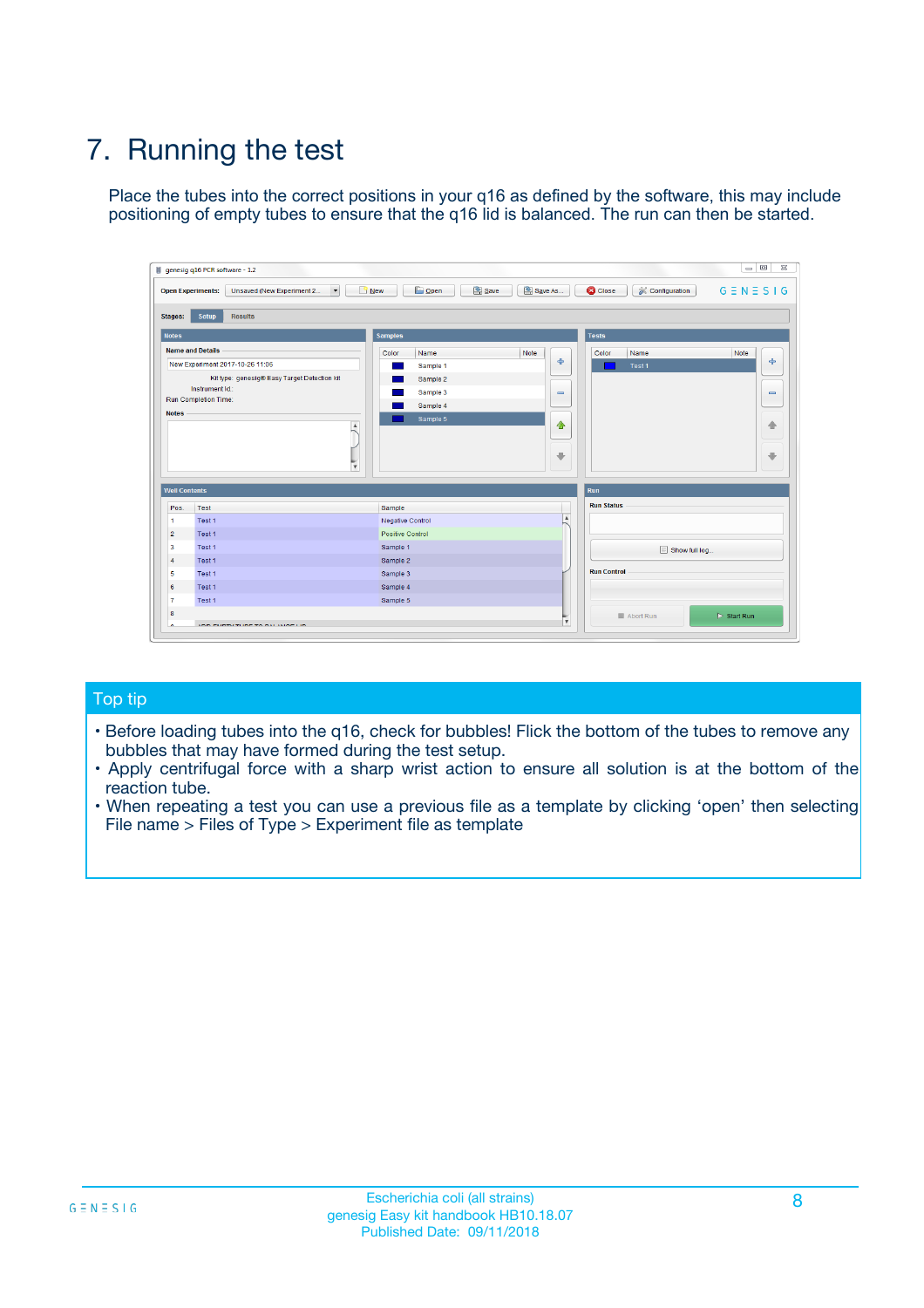# 7. Running the test

Place the tubes into the correct positions in your q16 as defined by the software, this may include positioning of empty tubes to ensure that the q16 lid is balanced. The run can then be started.

## Top tip

- Before loading tubes into the q16, check for bubbles! Flick the bottom of the tubes to remove any bubbles that may have formed during the test setup.
- Apply centrifugal force with a sharp wrist action to ensure all solution is at the bottom of the reaction tube.
- When repeating a test you can use a previous file as a template by clicking 'open' then selecting File name > Files of Type > Experiment file as template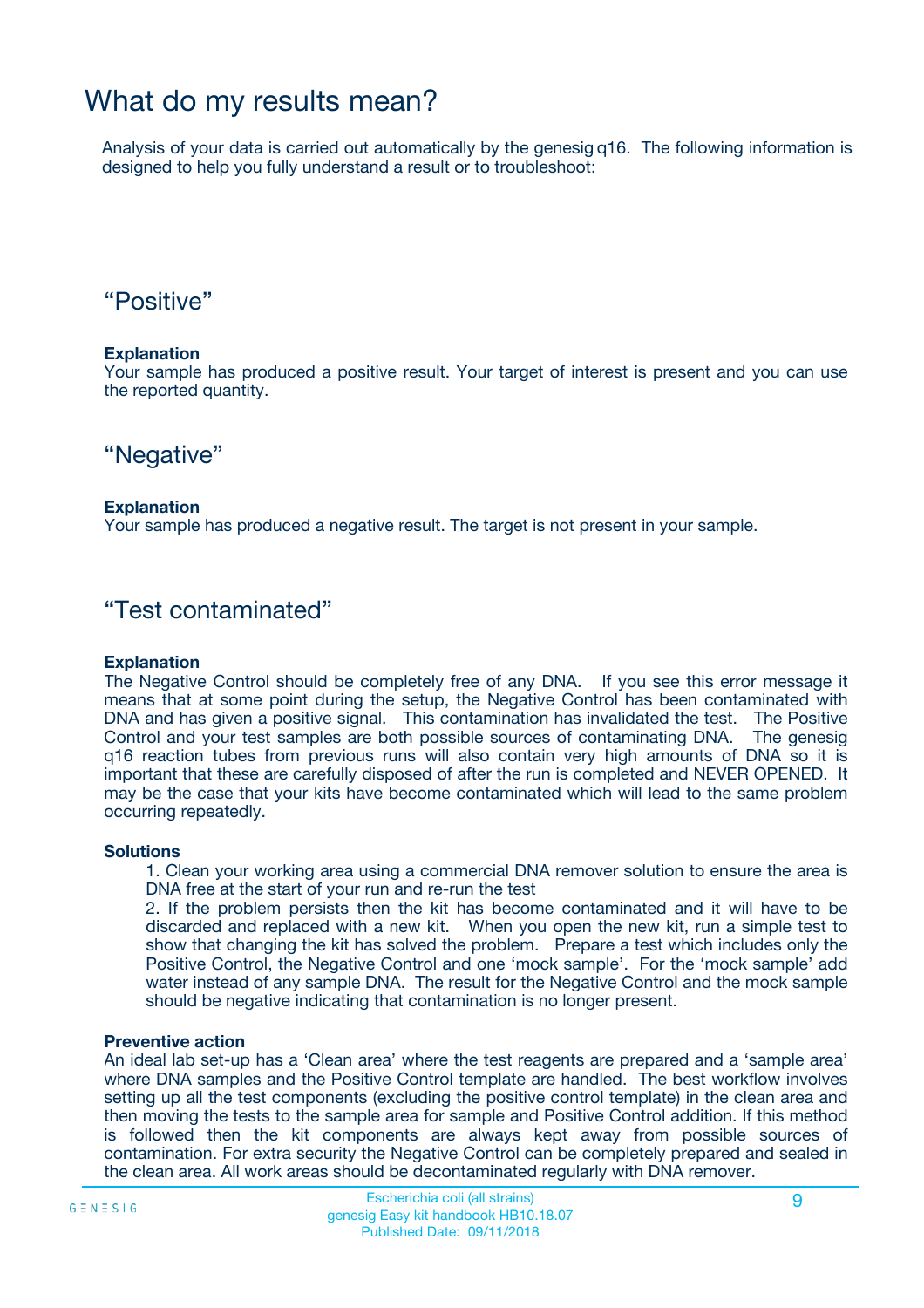# What do my results mean?

Analysis of your data is carried out automatically by the genesig q16. The following information is designed to help you fully understand a result or to troubleshoot:

## "Positive"

**Explanation**
Your sample has produced a positive result. Your target of interest is present and you can use the reported quantity.

## "Negative"

**Explanation**
Your sample has produced a negative result. The target is not present in your sample.

## "Test contaminated"

**Explanation**
The Negative Control should be completely free of any DNA. If you see this error message it means that at some point during the setup, the Negative Control has been contaminated with DNA and has given a positive signal. This contamination has invalidated the test. The Positive Control and your test samples are both possible sources of contaminating DNA. The genesig q16 reaction tubes from previous runs will also contain very high amounts of DNA so it is important that these are carefully disposed of after the run is completed and NEVER OPENED. It may be the case that your kits have become contaminated which will lead to the same problem occurring repeatedly.

**Solutions**

1. Clean your working area using a commercial DNA remover solution to ensure the area is DNA free at the start of your run and re-run the test
2. If the problem persists then the kit has become contaminated and it will have to be discarded and replaced with a new kit. When you open the new kit, run a simple test to show that changing the kit has solved the problem. Prepare a test which includes only the Positive Control, the Negative Control and one 'mock sample'. For the 'mock sample' add water instead of any sample DNA. The result for the Negative Control and the mock sample should be negative indicating that contamination is no longer present.

**Preventive action**
An ideal lab set-up has a 'Clean area' where the test reagents are prepared and a 'sample area' where DNA samples and the Positive Control template are handled. The best workflow involves setting up all the test components (excluding the positive control template) in the clean area and then moving the tests to the sample area for sample and Positive Control addition. If this method is followed then the kit components are always kept away from possible sources of contamination. For extra security the Negative Control can be completely prepared and sealed in the clean area. All work areas should be decontaminated regularly with DNA remover.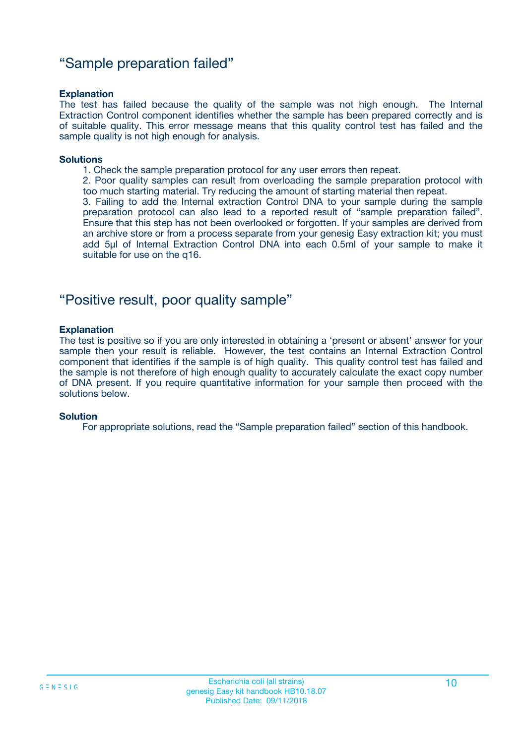## “Sample preparation failed”

**Explanation**

The test has failed because the quality of the sample was not high enough. The Internal Extraction Control component identifies whether the sample has been prepared correctly and is of suitable quality. This error message means that this quality control test has failed and the sample quality is not high enough for analysis.

**Solutions**

1. Check the sample preparation protocol for any user errors then repeat.
2. Poor quality samples can result from overloading the sample preparation protocol with too much starting material. Try reducing the amount of starting material then repeat.
3. Failing to add the Internal extraction Control DNA to your sample during the sample preparation protocol can also lead to a reported result of “sample preparation failed”. Ensure that this step has not been overlooked or forgotten. If your samples are derived from an archive store or from a process separate from your genesig Easy extraction kit; you must add 5µl of Internal Extraction Control DNA into each 0.5ml of your sample to make it suitable for use on the q16.

## “Positive result, poor quality sample”

**Explanation**

The test is positive so if you are only interested in obtaining a ‘present or absent’ answer for your sample then your result is reliable. However, the test contains an Internal Extraction Control component that identifies if the sample is of high quality. This quality control test has failed and the sample is not therefore of high enough quality to accurately calculate the exact copy number of DNA present. If you require quantitative information for your sample then proceed with the solutions below.

**Solution**

For appropriate solutions, read the “Sample preparation failed” section of this handbook.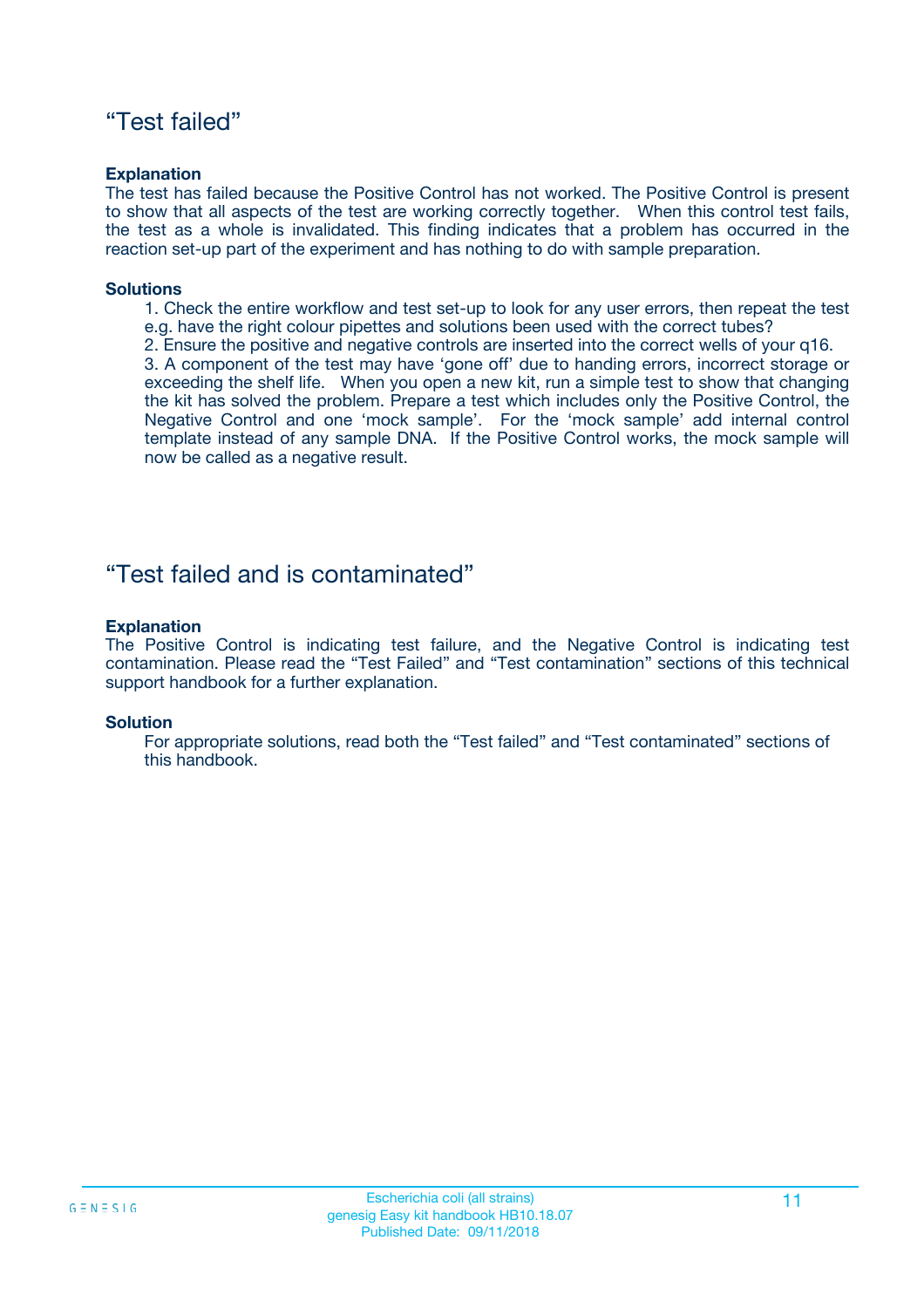## “Test failed”

**Explanation**

The test has failed because the Positive Control has not worked. The Positive Control is present to show that all aspects of the test are working correctly together. When this control test fails, the test as a whole is invalidated. This finding indicates that a problem has occurred in the reaction set-up part of the experiment and has nothing to do with sample preparation.

**Solutions**

1. Check the entire workflow and test set-up to look for any user errors, then repeat the test e.g. have the right colour pipettes and solutions been used with the correct tubes?
2. Ensure the positive and negative controls are inserted into the correct wells of your q16.
3. A component of the test may have ‘gone off’ due to handing errors, incorrect storage or exceeding the shelf life. When you open a new kit, run a simple test to show that changing the kit has solved the problem. Prepare a test which includes only the Positive Control, the Negative Control and one ‘mock sample’. For the ‘mock sample’ add internal control template instead of any sample DNA. If the Positive Control works, the mock sample will now be called as a negative result.

## “Test failed and is contaminated”

**Explanation**

The Positive Control is indicating test failure, and the Negative Control is indicating test contamination. Please read the “Test Failed” and “Test contamination” sections of this technical support handbook for a further explanation.

**Solution**

For appropriate solutions, read both the “Test failed” and “Test contaminated” sections of this handbook.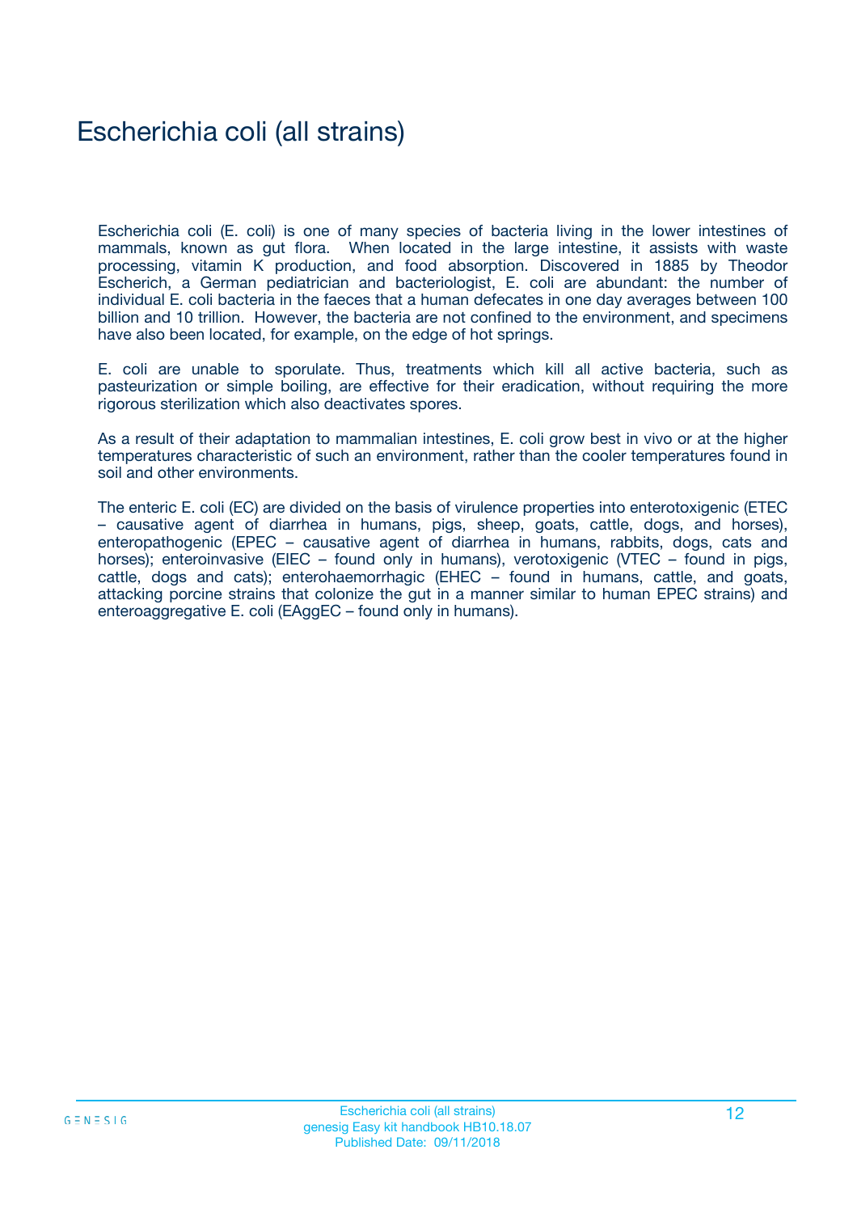# Escherichia coli (all strains)

Escherichia coli (E. coli) is one of many species of bacteria living in the lower intestines of mammals, known as gut flora. When located in the large intestine, it assists with waste processing, vitamin K production, and food absorption. Discovered in 1885 by Theodor Escherich, a German pediatrician and bacteriologist, E. coli are abundant: the number of individual E. coli bacteria in the faeces that a human defecates in one day averages between 100 billion and 10 trillion. However, the bacteria are not confined to the environment, and specimens have also been located, for example, on the edge of hot springs.

E. coli are unable to sporulate. Thus, treatments which kill all active bacteria, such as pasteurization or simple boiling, are effective for their eradication, without requiring the more rigorous sterilization which also deactivates spores.

As a result of their adaptation to mammalian intestines, E. coli grow best in vivo or at the higher temperatures characteristic of such an environment, rather than the cooler temperatures found in soil and other environments.

The enteric E. coli (EC) are divided on the basis of virulence properties into enterotoxigenic (ETEC – causative agent of diarrhea in humans, pigs, sheep, goats, cattle, dogs, and horses), enteropathogenic (EPEC – causative agent of diarrhea in humans, rabbits, dogs, cats and horses); enteroinvasive (EIEC – found only in humans), verotoxigenic (VTEC – found in pigs, cattle, dogs and cats); enterohaemorrhagic (EHEC – found in humans, cattle, and goats, attacking porcine strains that colonize the gut in a manner similar to human EPEC strains) and enteroaggregative E. coli (EAggEC – found only in humans).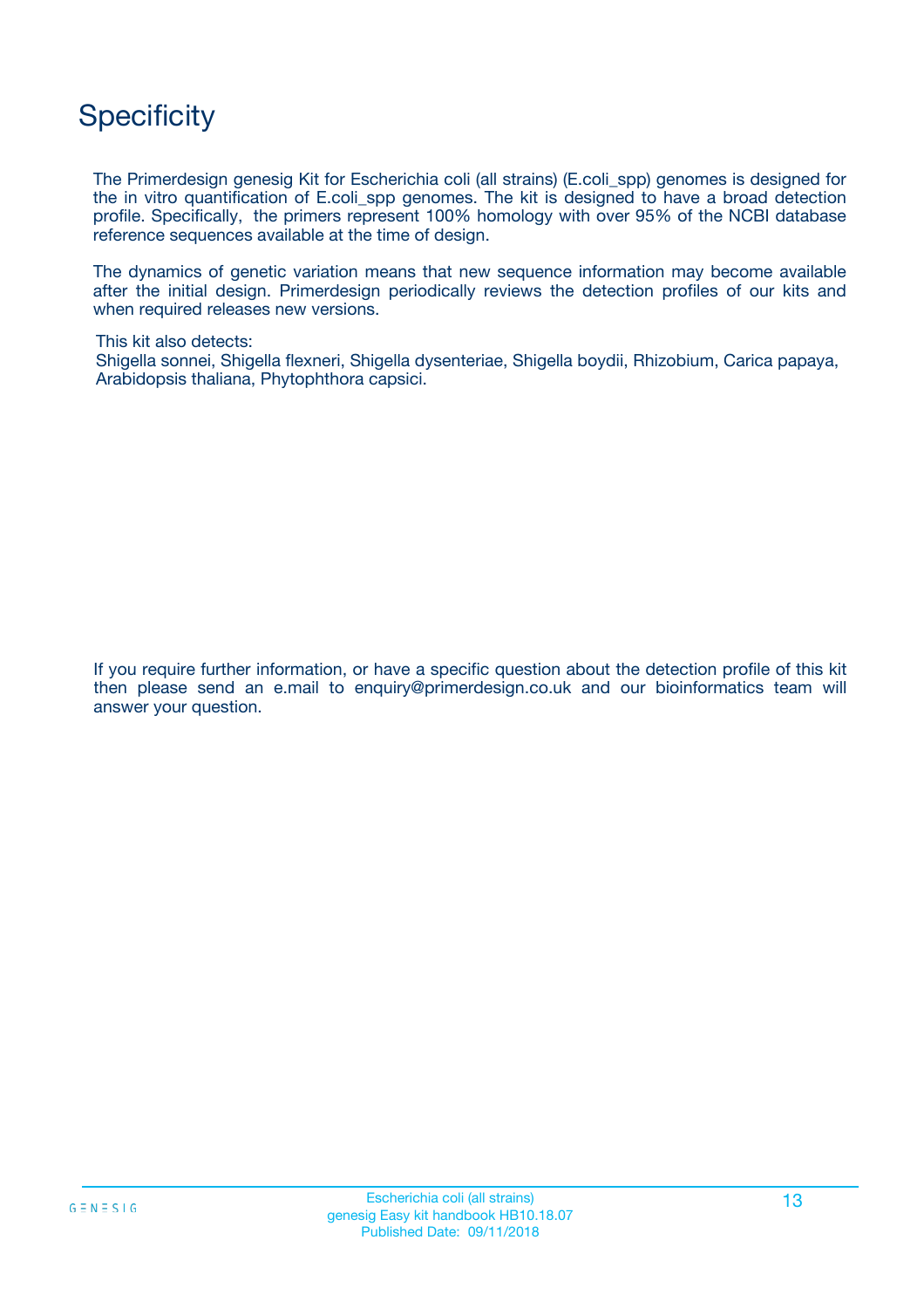# Specificity

The Primerdesign genesig Kit for Escherichia coli (all strains) (E.coli_spp) genomes is designed for the in vitro quantification of E.coli_spp genomes. The kit is designed to have a broad detection profile. Specifically, the primers represent 100% homology with over 95% of the NCBI database reference sequences available at the time of design.

The dynamics of genetic variation means that new sequence information may become available after the initial design. Primerdesign periodically reviews the detection profiles of our kits and when required releases new versions.

This kit also detects:
Shigella sonnei, Shigella flexneri, Shigella dysenteriae, Shigella boydii, Rhizobium, Carica papaya, Arabidopsis thaliana, Phytophthora capsici.

If you require further information, or have a specific question about the detection profile of this kit then please send an e.mail to enquiry@primerdesign.co.uk and our bioinformatics team will answer your question.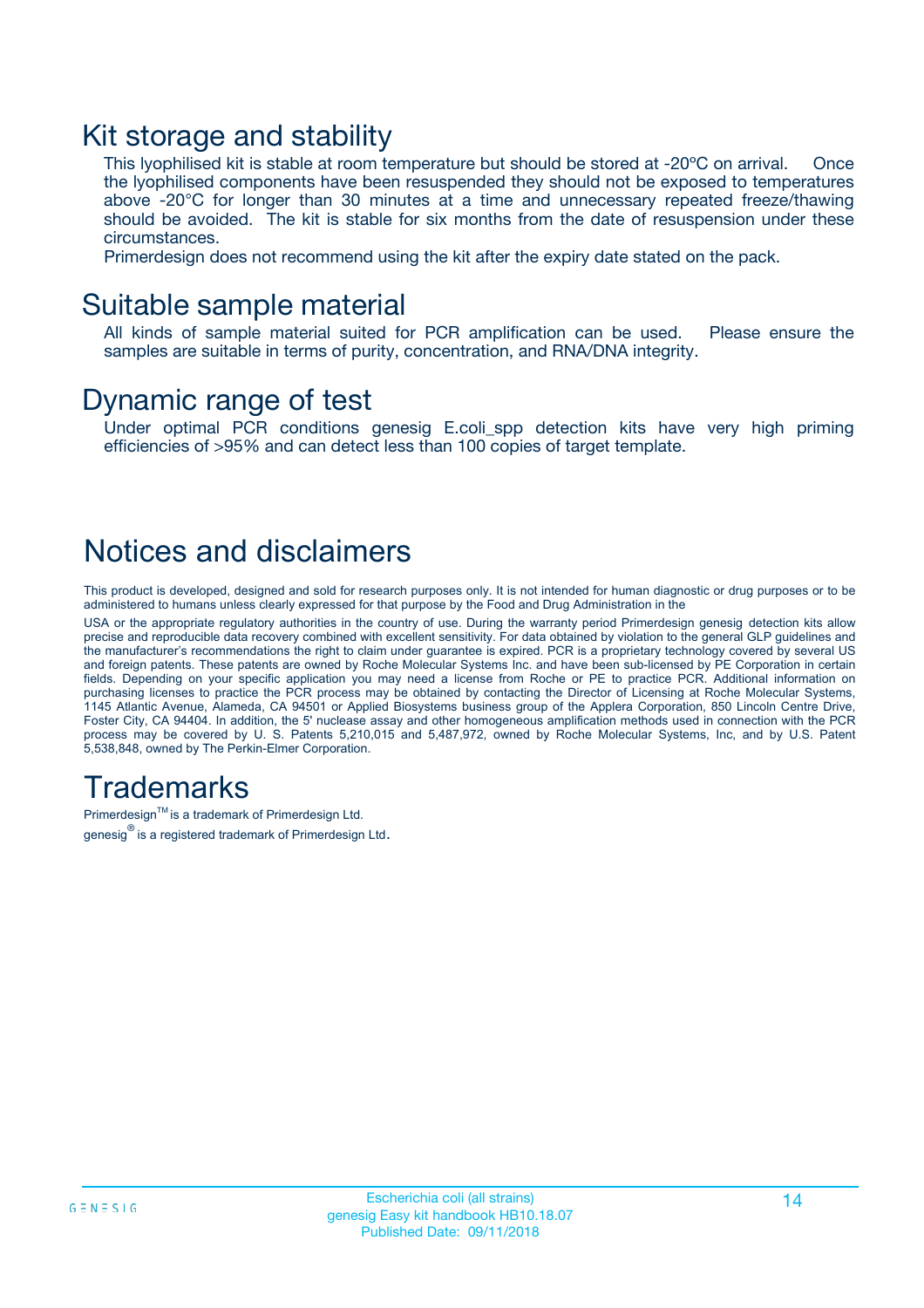## Kit storage and stability

This lyophilised kit is stable at room temperature but should be stored at -20ºC on arrival. Once the lyophilised components have been resuspended they should not be exposed to temperatures above -20°C for longer than 30 minutes at a time and unnecessary repeated freeze/thawing should be avoided. The kit is stable for six months from the date of resuspension under these circumstances.

Primerdesign does not recommend using the kit after the expiry date stated on the pack.

## Suitable sample material

All kinds of sample material suited for PCR amplification can be used. Please ensure the samples are suitable in terms of purity, concentration, and RNA/DNA integrity.

## Dynamic range of test

Under optimal PCR conditions genesig E.coli_spp detection kits have very high priming efficiencies of >95% and can detect less than 100 copies of target template.

# Notices and disclaimers

This product is developed, designed and sold for research purposes only. It is not intended for human diagnostic or drug purposes or to be administered to humans unless clearly expressed for that purpose by the Food and Drug Administration in the

USA or the appropriate regulatory authorities in the country of use. During the warranty period Primerdesign genesig detection kits allow precise and reproducible data recovery combined with excellent sensitivity. For data obtained by violation to the general GLP guidelines and the manufacturer's recommendations the right to claim under guarantee is expired. PCR is a proprietary technology covered by several US and foreign patents. These patents are owned by Roche Molecular Systems Inc. and have been sub-licensed by PE Corporation in certain fields. Depending on your specific application you may need a license from Roche or PE to practice PCR. Additional information on purchasing licenses to practice the PCR process may be obtained by contacting the Director of Licensing at Roche Molecular Systems, 1145 Atlantic Avenue, Alameda, CA 94501 or Applied Biosystems business group of the Applera Corporation, 850 Lincoln Centre Drive, Foster City, CA 94404. In addition, the 5' nuclease assay and other homogeneous amplification methods used in connection with the PCR process may be covered by U. S. Patents 5,210,015 and 5,487,972, owned by Roche Molecular Systems, Inc, and by U.S. Patent 5,538,848, owned by The Perkin-Elmer Corporation.

# Trademarks

Primerdesign™ is a trademark of Primerdesign Ltd.

genesig® is a registered trademark of Primerdesign Ltd.